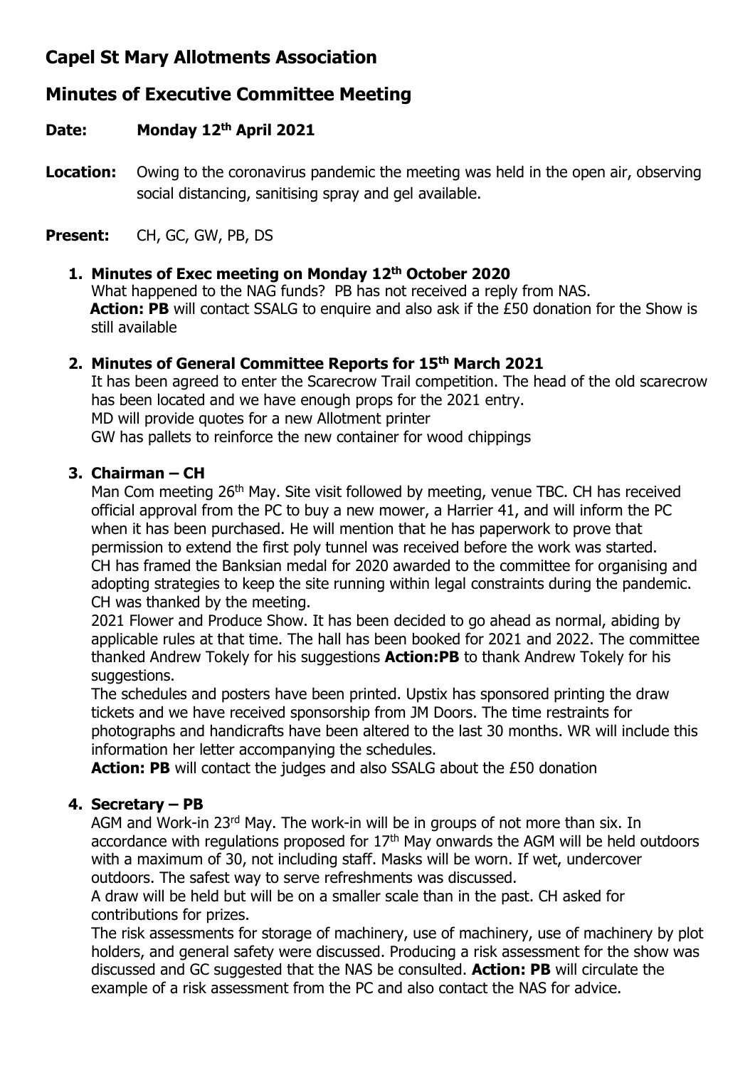# Capel St Mary Allotments Association

## Minutes of Executive Committee Meeting

**Date:** **Monday 12th April 2021**

**Location:** Owing to the coronavirus pandemic the meeting was held in the open air, observing social distancing, sanitising spray and gel available.

**Present:** CH, GC, GW, PB, DS

1. **Minutes of Exec meeting on Monday 12th October 2020**
   What happened to the NAG funds? PB has not received a reply from NAS.
   **Action: PB** will contact SSALG to enquire and also ask if the £50 donation for the Show is still available

2. **Minutes of General Committee Reports for 15th March 2021**
   It has been agreed to enter the Scarecrow Trail competition. The head of the old scarecrow has been located and we have enough props for the 2021 entry.
   MD will provide quotes for a new Allotment printer
   GW has pallets to reinforce the new container for wood chippings

3. **Chairman – CH**
   Man Com meeting 26th May. Site visit followed by meeting, venue TBC. CH has received official approval from the PC to buy a new mower, a Harrier 41, and will inform the PC when it has been purchased. He will mention that he has paperwork to prove that permission to extend the first poly tunnel was received before the work was started.
   CH has framed the Banksian medal for 2020 awarded to the committee for organising and adopting strategies to keep the site running within legal constraints during the pandemic. CH was thanked by the meeting.
   2021 Flower and Produce Show. It has been decided to go ahead as normal, abiding by applicable rules at that time. The hall has been booked for 2021 and 2022. The committee thanked Andrew Tokely for his suggestions **Action:PB** to thank Andrew Tokely for his suggestions.
   The schedules and posters have been printed. Upstix has sponsored printing the draw tickets and we have received sponsorship from JM Doors. The time restraints for photographs and handicrafts have been altered to the last 30 months. WR will include this information her letter accompanying the schedules.
   **Action: PB** will contact the judges and also SSALG about the £50 donation

4. **Secretary – PB**
   AGM and Work-in 23rd May. The work-in will be in groups of not more than six. In accordance with regulations proposed for 17th May onwards the AGM will be held outdoors with a maximum of 30, not including staff. Masks will be worn. If wet, undercover outdoors. The safest way to serve refreshments was discussed.
   A draw will be held but will be on a smaller scale than in the past. CH asked for contributions for prizes.
   The risk assessments for storage of machinery, use of machinery, use of machinery by plot holders, and general safety were discussed. Producing a risk assessment for the show was discussed and GC suggested that the NAS be consulted. **Action: PB** will circulate the example of a risk assessment from the PC and also contact the NAS for advice.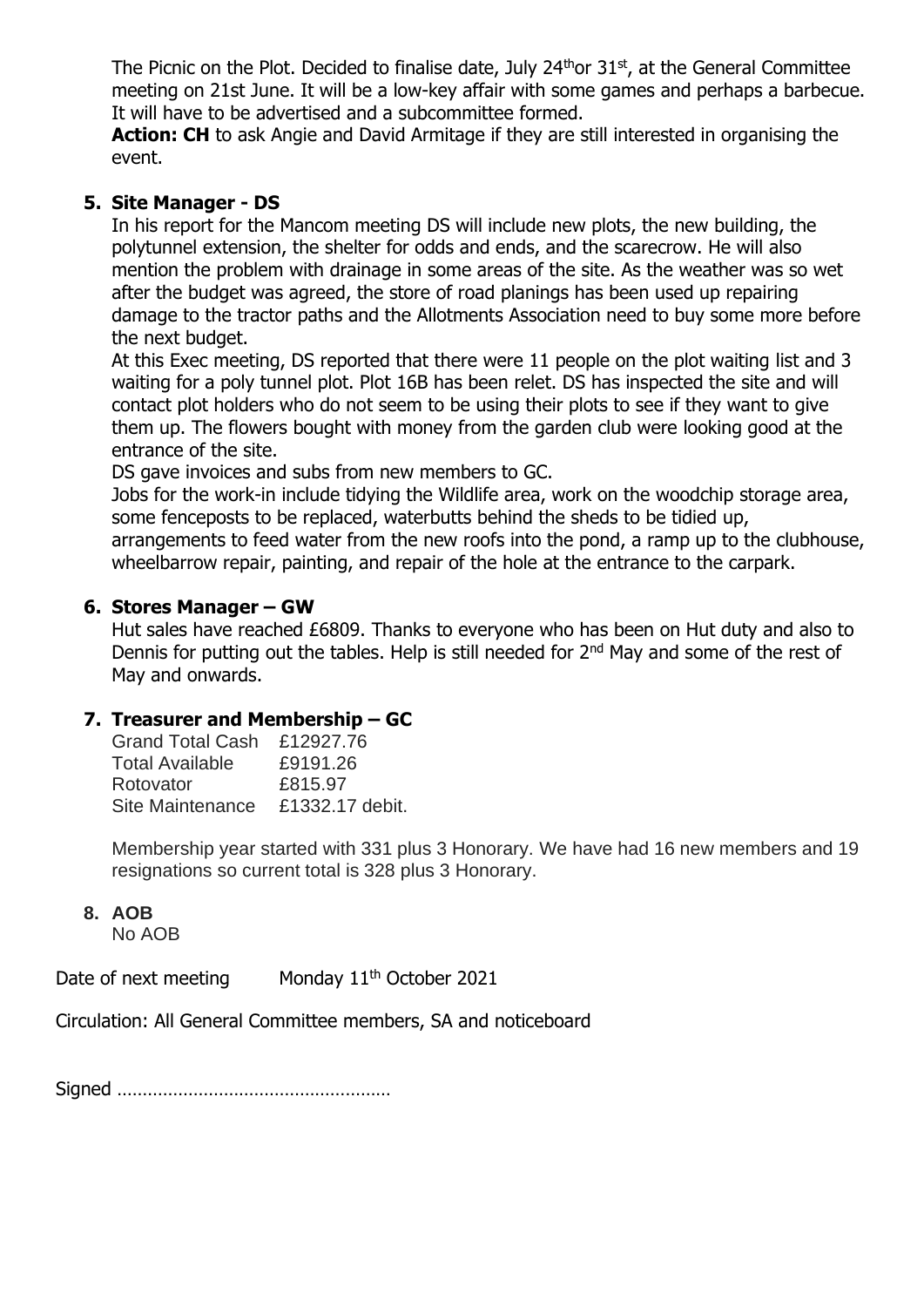The Picnic on the Plot. Decided to finalise date, July 24th or 31st, at the General Committee meeting on 21st June. It will be a low-key affair with some games and perhaps a barbecue. It will have to be advertised and a subcommittee formed.

**Action: CH** to ask Angie and David Armitage if they are still interested in organising the event.

## 5. Site Manager - DS

In his report for the Mancom meeting DS will include new plots, the new building, the polytunnel extension, the shelter for odds and ends, and the scarecrow. He will also mention the problem with drainage in some areas of the site. As the weather was so wet after the budget was agreed, the store of road planings has been used up repairing damage to the tractor paths and the Allotments Association need to buy some more before the next budget.

At this Exec meeting, DS reported that there were 11 people on the plot waiting list and 3 waiting for a poly tunnel plot. Plot 16B has been relet. DS has inspected the site and will contact plot holders who do not seem to be using their plots to see if they want to give them up. The flowers bought with money from the garden club were looking good at the entrance of the site.

DS gave invoices and subs from new members to GC.

Jobs for the work-in include tidying the Wildlife area, work on the woodchip storage area, some fenceposts to be replaced, waterbutts behind the sheds to be tidied up, arrangements to feed water from the new roofs into the pond, a ramp up to the clubhouse, wheelbarrow repair, painting, and repair of the hole at the entrance to the carpark.

## 6. Stores Manager – GW

Hut sales have reached £6809. Thanks to everyone who has been on Hut duty and also to Dennis for putting out the tables. Help is still needed for 2nd May and some of the rest of May and onwards.

## 7. Treasurer and Membership – GC

| | |
|---|---|
| Grand Total Cash | £12927.76 |
| Total Available | £9191.26 |
| Rotovator | £815.97 |
| Site Maintenance | £1332.17 debit. |

Membership year started with 331 plus 3 Honorary. We have had 16 new members and 19 resignations so current total is 328 plus 3 Honorary.

## 8. AOB

No AOB

Date of next meeting Monday 11th October 2021

Circulation: All General Committee members, SA and noticeboard

Signed ………………………………………………